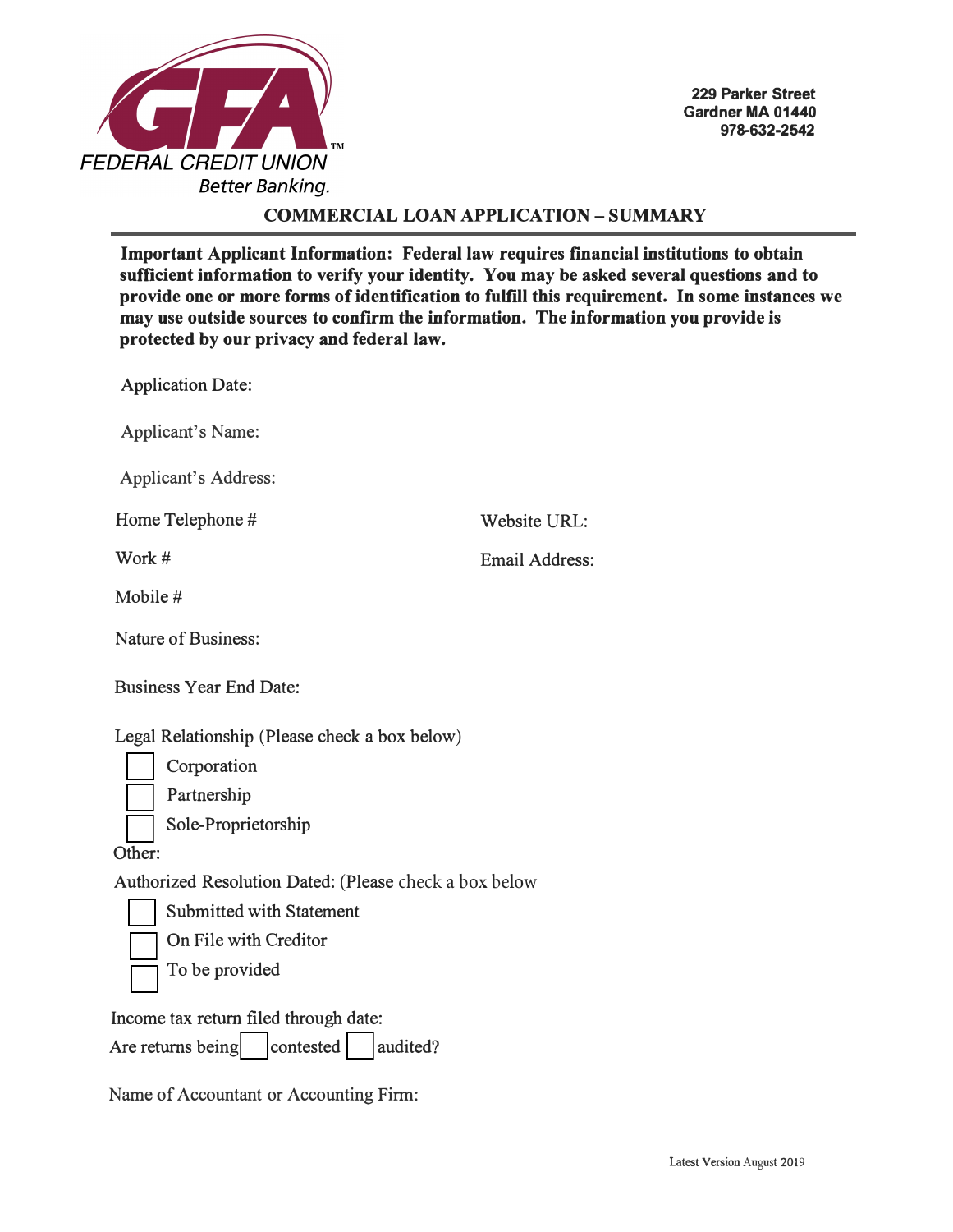GFA FEDERAL CREDIT UNION
*Better Banking.*

**229 Parker Street**
**Gardner MA 01440**
**978-632-2542**

## COMMERCIAL LOAN APPLICATION – SUMMARY

**Important Applicant Information: Federal law requires financial institutions to obtain sufficient information to verify your identity. You may be asked several questions and to provide one or more forms of identification to fulfill this requirement. In some instances we may use outside sources to confirm the information. The information you provide is protected by our privacy and federal law.**

Application Date:

Applicant's Name:

Applicant's Address:

Home Telephone #

Website URL:

Work #

Email Address:

Mobile #

Nature of Business:

Business Year End Date:

Legal Relationship (Please check a box below)

- ☐ Corporation
- ☐ Partnership
- ☐ Sole-Proprietorship

Other:

Authorized Resolution Dated: (Please check a box below

- ☐ Submitted with Statement
- ☐ On File with Creditor
- ☐ To be provided

Income tax return filed through date:

Are returns being ☐ contested ☐ audited?

Name of Accountant or Accounting Firm:

Latest Version August 2019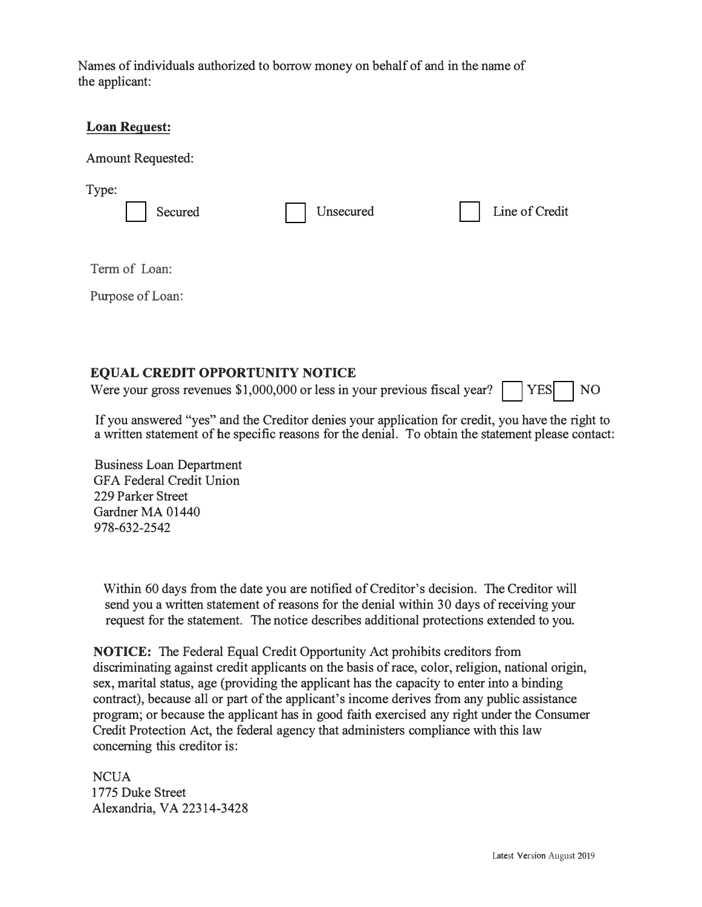Names of individuals authorized to borrow money on behalf of and in the name of the applicant:

**Loan Request:**

Amount Requested:

Type:

☐ Secured ☐ Unsecured ☐ Line of Credit

Term of Loan:

Purpose of Loan:

**EQUAL CREDIT OPPORTUNITY NOTICE**

Were your gross revenues $1,000,000 or less in your previous fiscal year? ☐ YES ☐ NO

If you answered "yes" and the Creditor denies your application for credit, you have the right to a written statement of the specific reasons for the denial. To obtain the statement please contact:

Business Loan Department
GFA Federal Credit Union
229 Parker Street
Gardner MA 01440
978-632-2542

Within 60 days from the date you are notified of Creditor's decision. The Creditor will send you a written statement of reasons for the denial within 30 days of receiving your request for the statement. The notice describes additional protections extended to you.

**NOTICE:** The Federal Equal Credit Opportunity Act prohibits creditors from discriminating against credit applicants on the basis of race, color, religion, national origin, sex, marital status, age (providing the applicant has the capacity to enter into a binding contract), because all or part of the applicant's income derives from any public assistance program; or because the applicant has in good faith exercised any right under the Consumer Credit Protection Act, the federal agency that administers compliance with this law concerning this creditor is:

NCUA
1775 Duke Street
Alexandria, VA 22314-3428

Latest Version August 2019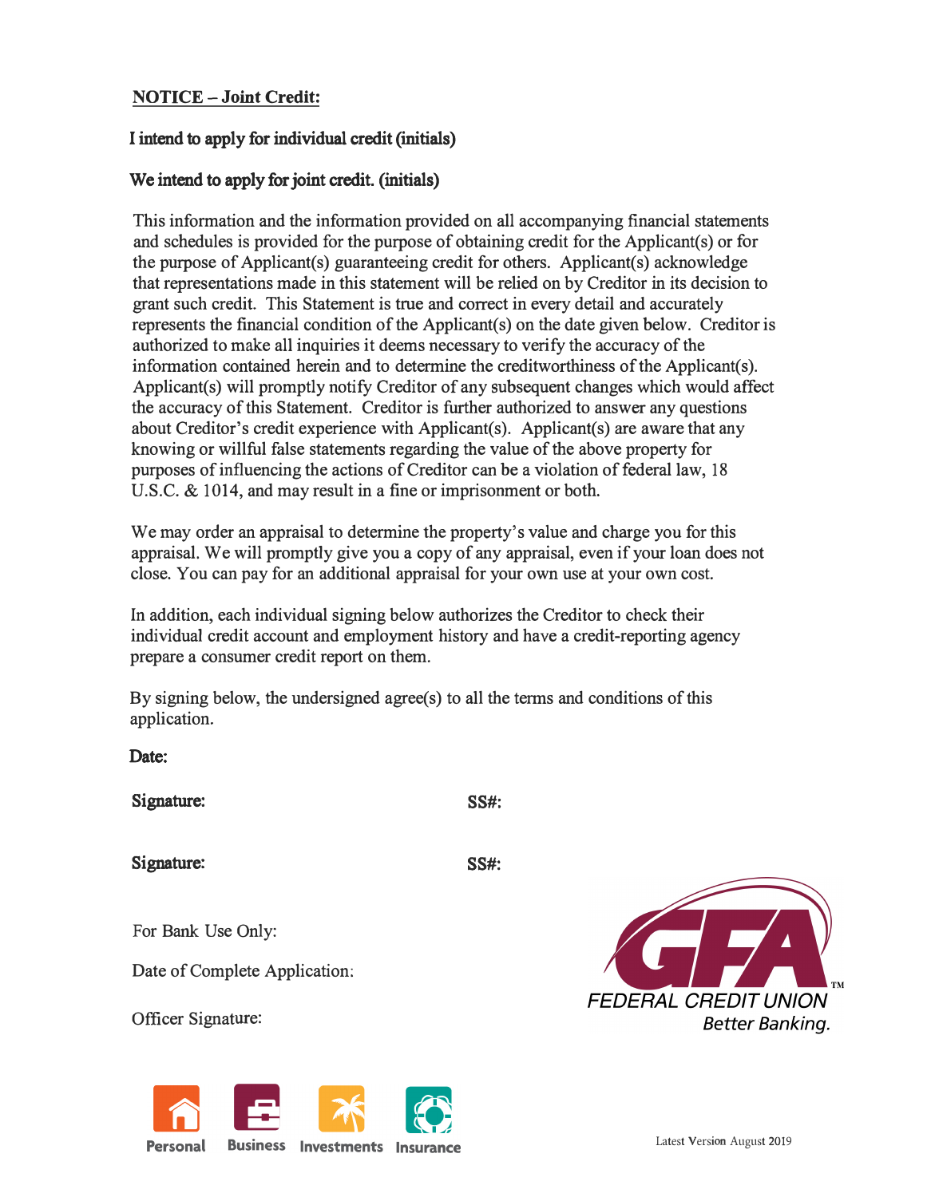**NOTICE – Joint Credit:**

**I intend to apply for individual credit (initials)**

**We intend to apply for joint credit. (initials)**

This information and the information provided on all accompanying financial statements and schedules is provided for the purpose of obtaining credit for the Applicant(s) or for the purpose of Applicant(s) guaranteeing credit for others. Applicant(s) acknowledge that representations made in this statement will be relied on by Creditor in its decision to grant such credit. This Statement is true and correct in every detail and accurately represents the financial condition of the Applicant(s) on the date given below. Creditor is authorized to make all inquiries it deems necessary to verify the accuracy of the information contained herein and to determine the creditworthiness of the Applicant(s). Applicant(s) will promptly notify Creditor of any subsequent changes which would affect the accuracy of this Statement. Creditor is further authorized to answer any questions about Creditor's credit experience with Applicant(s). Applicant(s) are aware that any knowing or willful false statements regarding the value of the above property for purposes of influencing the actions of Creditor can be a violation of federal law, 18 U.S.C. & 1014, and may result in a fine or imprisonment or both.

We may order an appraisal to determine the property's value and charge you for this appraisal. We will promptly give you a copy of any appraisal, even if your loan does not close. You can pay for an additional appraisal for your own use at your own cost.

In addition, each individual signing below authorizes the Creditor to check their individual credit account and employment history and have a credit-reporting agency prepare a consumer credit report on them.

By signing below, the undersigned agree(s) to all the terms and conditions of this application.

**Date:**

**Signature:** **SS#:**

**Signature:** **SS#:**

For Bank Use Only:

Date of Complete Application:

Officer Signature:

GFA™ FEDERAL CREDIT UNION
Better Banking.

Personal Business Investments Insurance

Latest Version August 2019